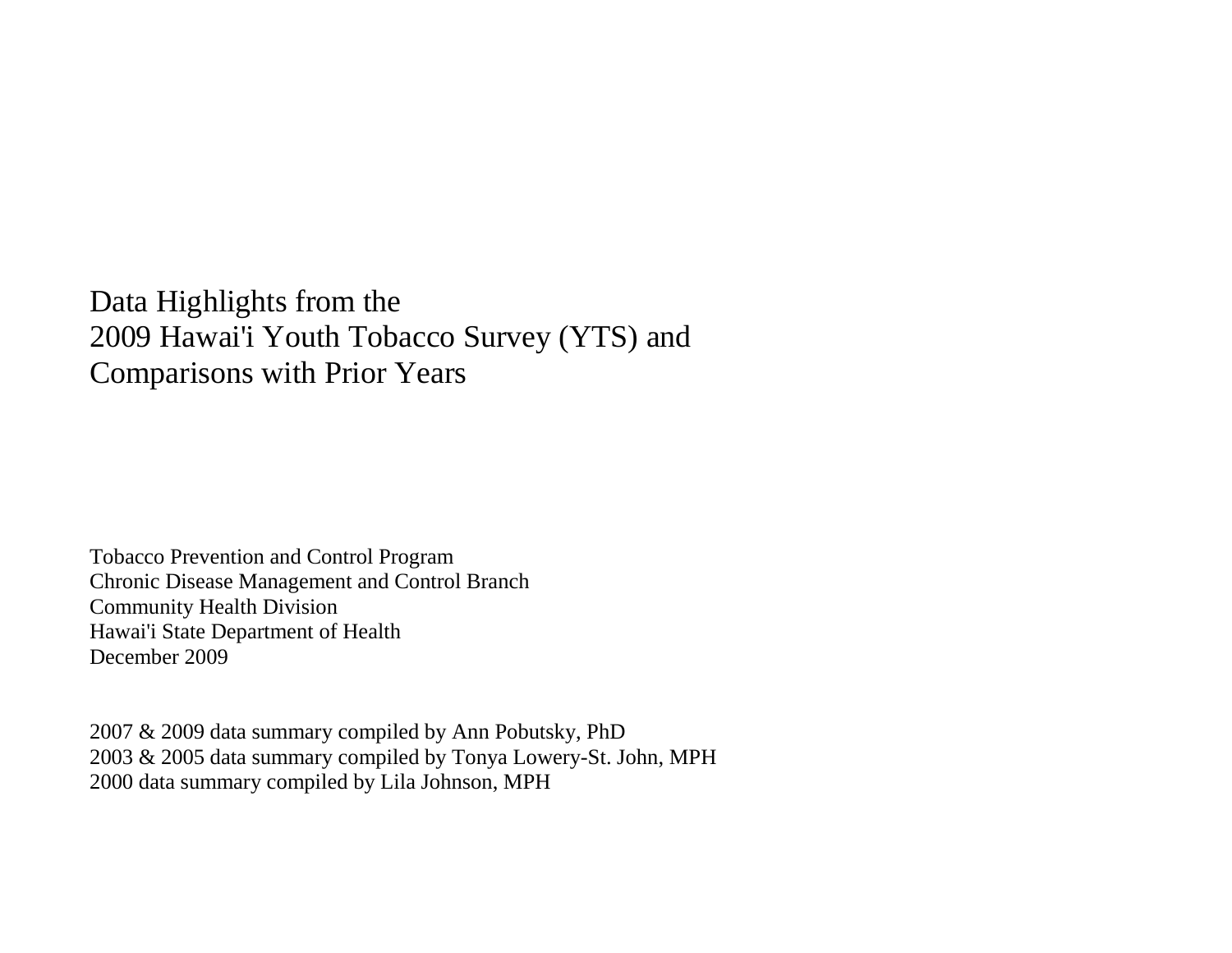# Data Highlights from the 2009 Hawai'i Youth Tobacco Survey (YTS) and Comparisons with Prior Years

Tobacco Prevention and Control Program
Chronic Disease Management and Control Branch
Community Health Division
Hawai'i State Department of Health
December 2009

2007 & 2009 data summary compiled by Ann Pobutsky, PhD
2003 & 2005 data summary compiled by Tonya Lowery-St. John, MPH
2000 data summary compiled by Lila Johnson, MPH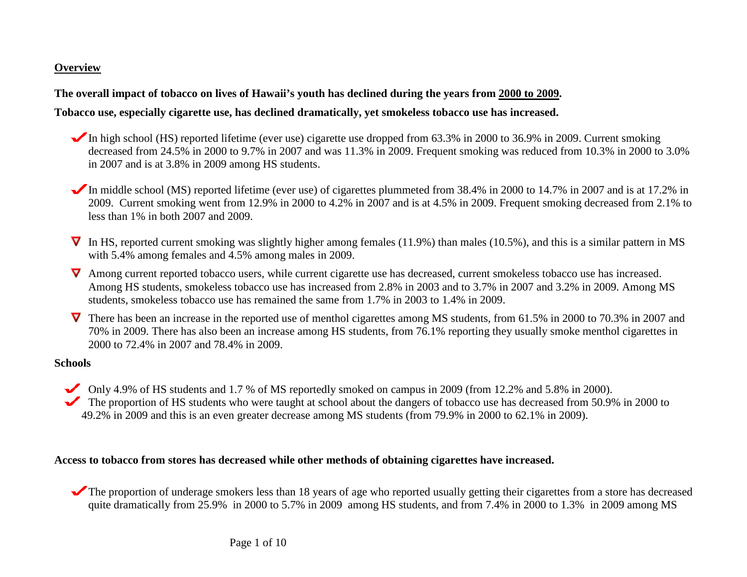**Overview**

**The overall impact of tobacco on lives of Hawaii's youth has declined during the years from 2000 to 2009.**

**Tobacco use, especially cigarette use, has declined dramatically, yet smokeless tobacco use has increased.**

- ✔ In high school (HS) reported lifetime (ever use) cigarette use dropped from 63.3% in 2000 to 36.9% in 2009. Current smoking decreased from 24.5% in 2000 to 9.7% in 2007 and was 11.3% in 2009. Frequent smoking was reduced from 10.3% in 2000 to 3.0% in 2007 and is at 3.8% in 2009 among HS students.

- ✔ In middle school (MS) reported lifetime (ever use) of cigarettes plummeted from 38.4% in 2000 to 14.7% in 2007 and is at 17.2% in 2009. Current smoking went from 12.9% in 2000 to 4.2% in 2007 and is at 4.5% in 2009. Frequent smoking decreased from 2.1% to less than 1% in both 2007 and 2009.

- ∇ In HS, reported current smoking was slightly higher among females (11.9%) than males (10.5%), and this is a similar pattern in MS with 5.4% among females and 4.5% among males in 2009.
- ∇ Among current reported tobacco users, while current cigarette use has decreased, current smokeless tobacco use has increased. Among HS students, smokeless tobacco use has increased from 2.8% in 2003 and to 3.7% in 2007 and 3.2% in 2009. Among MS students, smokeless tobacco use has remained the same from 1.7% in 2003 to 1.4% in 2009.
- ∇ There has been an increase in the reported use of menthol cigarettes among MS students, from 61.5% in 2000 to 70.3% in 2007 and 70% in 2009. There has also been an increase among HS students, from 76.1% reporting they usually smoke menthol cigarettes in 2000 to 72.4% in 2007 and 78.4% in 2009.

**Schools**

- ✔ Only 4.9% of HS students and 1.7 % of MS reportedly smoked on campus in 2009 (from 12.2% and 5.8% in 2000).
- ✔ The proportion of HS students who were taught at school about the dangers of tobacco use has decreased from 50.9% in 2000 to 49.2% in 2009 and this is an even greater decrease among MS students (from 79.9% in 2000 to 62.1% in 2009).

**Access to tobacco from stores has decreased while other methods of obtaining cigarettes have increased.**

- ✔ The proportion of underage smokers less than 18 years of age who reported usually getting their cigarettes from a store has decreased quite dramatically from 25.9% in 2000 to 5.7% in 2009 among HS students, and from 7.4% in 2000 to 1.3% in 2009 among MS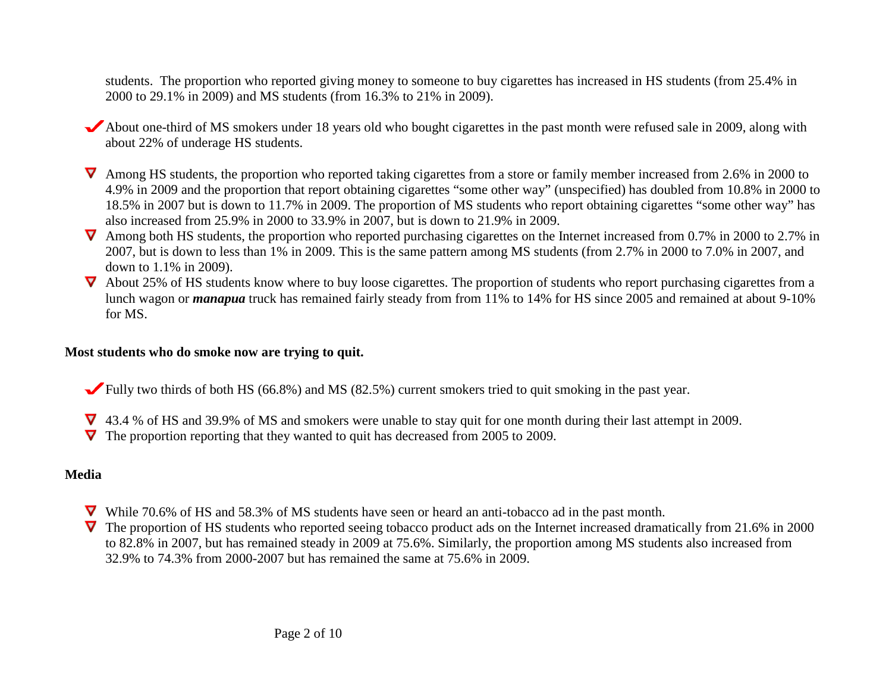students. The proportion who reported giving money to someone to buy cigarettes has increased in HS students (from 25.4% in 2000 to 29.1% in 2009) and MS students (from 16.3% to 21% in 2009).

- ✔ About one-third of MS smokers under 18 years old who bought cigarettes in the past month were refused sale in 2009, along with about 22% of underage HS students.

- ▽ Among HS students, the proportion who reported taking cigarettes from a store or family member increased from 2.6% in 2000 to 4.9% in 2009 and the proportion that report obtaining cigarettes "some other way" (unspecified) has doubled from 10.8% in 2000 to 18.5% in 2007 but is down to 11.7% in 2009. The proportion of MS students who report obtaining cigarettes "some other way" has also increased from 25.9% in 2000 to 33.9% in 2007, but is down to 21.9% in 2009.
- ▽ Among both HS students, the proportion who reported purchasing cigarettes on the Internet increased from 0.7% in 2000 to 2.7% in 2007, but is down to less than 1% in 2009. This is the same pattern among MS students (from 2.7% in 2000 to 7.0% in 2007, and down to 1.1% in 2009).
- ▽ About 25% of HS students know where to buy loose cigarettes. The proportion of students who report purchasing cigarettes from a lunch wagon or ***manapua*** truck has remained fairly steady from from 11% to 14% for HS since 2005 and remained at about 9-10% for MS.

**Most students who do smoke now are trying to quit.**

- ✔ Fully two thirds of both HS (66.8%) and MS (82.5%) current smokers tried to quit smoking in the past year.

- ▽ 43.4 % of HS and 39.9% of MS and smokers were unable to stay quit for one month during their last attempt in 2009.
- ▽ The proportion reporting that they wanted to quit has decreased from 2005 to 2009.

**Media**

- ▽ While 70.6% of HS and 58.3% of MS students have seen or heard an anti-tobacco ad in the past month.
- ▽ The proportion of HS students who reported seeing tobacco product ads on the Internet increased dramatically from 21.6% in 2000 to 82.8% in 2007, but has remained steady in 2009 at 75.6%. Similarly, the proportion among MS students also increased from 32.9% to 74.3% from 2000-2007 but has remained the same at 75.6% in 2009.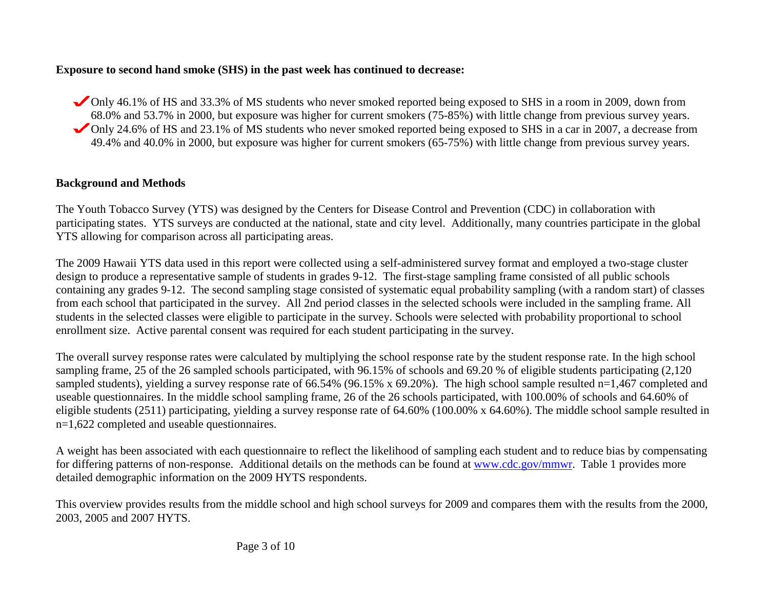**Exposure to second hand smoke (SHS) in the past week has continued to decrease:**

- Only 46.1% of HS and 33.3% of MS students who never smoked reported being exposed to SHS in a room in 2009, down from 68.0% and 53.7% in 2000, but exposure was higher for current smokers (75-85%) with little change from previous survey years.
- Only 24.6% of HS and 23.1% of MS students who never smoked reported being exposed to SHS in a car in 2007, a decrease from 49.4% and 40.0% in 2000, but exposure was higher for current smokers (65-75%) with little change from previous survey years.

**Background and Methods**

The Youth Tobacco Survey (YTS) was designed by the Centers for Disease Control and Prevention (CDC) in collaboration with participating states. YTS surveys are conducted at the national, state and city level. Additionally, many countries participate in the global YTS allowing for comparison across all participating areas.

The 2009 Hawaii YTS data used in this report were collected using a self-administered survey format and employed a two-stage cluster design to produce a representative sample of students in grades 9-12. The first-stage sampling frame consisted of all public schools containing any grades 9-12. The second sampling stage consisted of systematic equal probability sampling (with a random start) of classes from each school that participated in the survey. All 2nd period classes in the selected schools were included in the sampling frame. All students in the selected classes were eligible to participate in the survey. Schools were selected with probability proportional to school enrollment size. Active parental consent was required for each student participating in the survey.

The overall survey response rates were calculated by multiplying the school response rate by the student response rate. In the high school sampling frame, 25 of the 26 sampled schools participated, with 96.15% of schools and 69.20 % of eligible students participating (2,120 sampled students), yielding a survey response rate of 66.54% (96.15% x 69.20%). The high school sample resulted n=1,467 completed and useable questionnaires. In the middle school sampling frame, 26 of the 26 schools participated, with 100.00% of schools and 64.60% of eligible students (2511) participating, yielding a survey response rate of 64.60% (100.00% x 64.60%). The middle school sample resulted in n=1,622 completed and useable questionnaires.

A weight has been associated with each questionnaire to reflect the likelihood of sampling each student and to reduce bias by compensating for differing patterns of non-response. Additional details on the methods can be found at www.cdc.gov/mmwr. Table 1 provides more detailed demographic information on the 2009 HYTS respondents.

This overview provides results from the middle school and high school surveys for 2009 and compares them with the results from the 2000, 2003, 2005 and 2007 HYTS.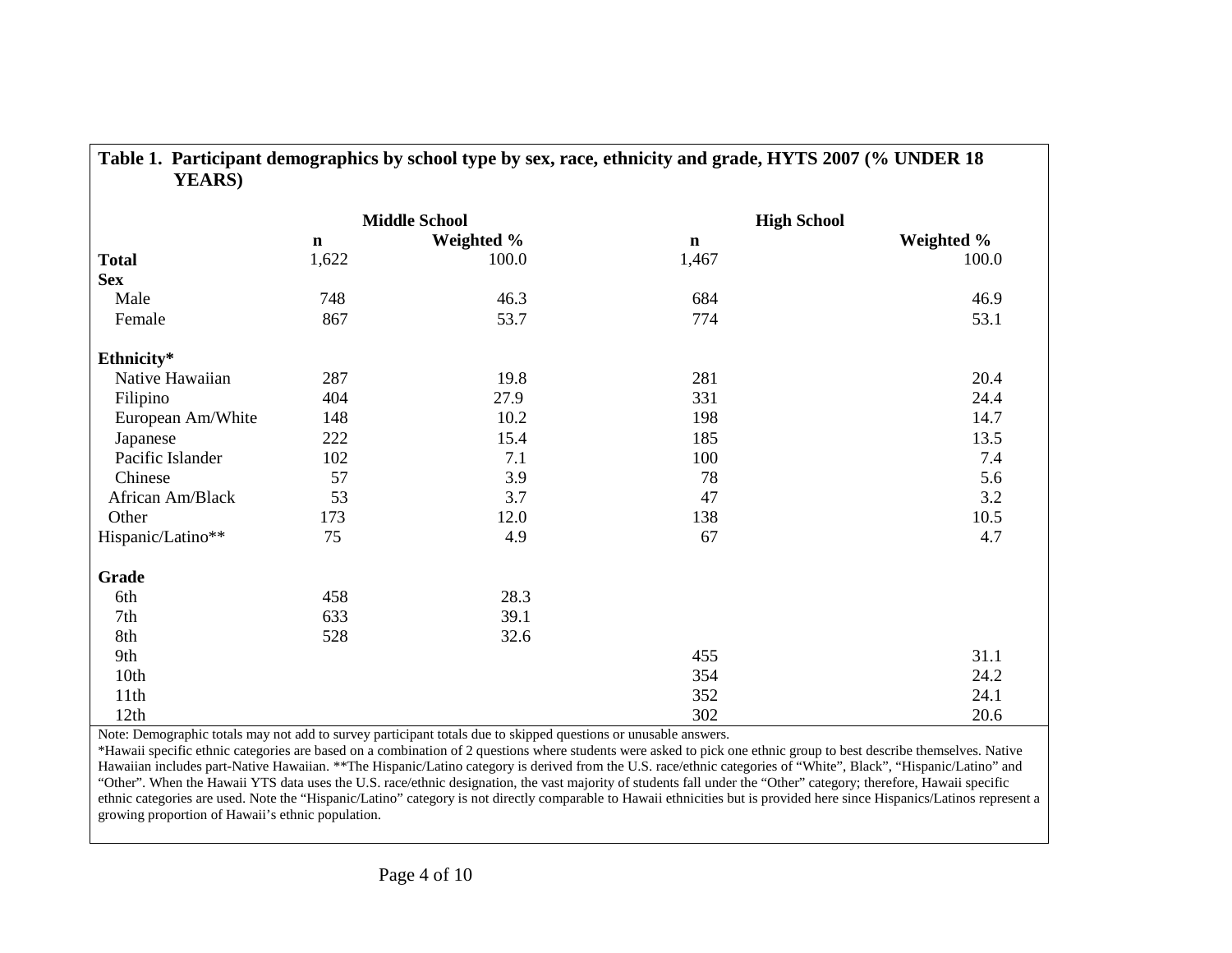**Table 1. Participant demographics by school type by sex, race, ethnicity and grade, HYTS 2007 (% UNDER 18 YEARS)**

| | Middle School | | High School | |
|---|---|---|---|---|
| | n | Weighted % | n | Weighted % |
| **Total** | 1,622 | 100.0 | 1,467 | 100.0 |
| **Sex** | | | | |
| Male | 748 | 46.3 | 684 | 46.9 |
| Female | 867 | 53.7 | 774 | 53.1 |
| **Ethnicity*** | | | | |
| Native Hawaiian | 287 | 19.8 | 281 | 20.4 |
| Filipino | 404 | 27.9 | 331 | 24.4 |
| European Am/White | 148 | 10.2 | 198 | 14.7 |
| Japanese | 222 | 15.4 | 185 | 13.5 |
| Pacific Islander | 102 | 7.1 | 100 | 7.4 |
| Chinese | 57 | 3.9 | 78 | 5.6 |
| African Am/Black | 53 | 3.7 | 47 | 3.2 |
| Other | 173 | 12.0 | 138 | 10.5 |
| Hispanic/Latino** | 75 | 4.9 | 67 | 4.7 |
| **Grade** | | | | |
| 6th | 458 | 28.3 | | |
| 7th | 633 | 39.1 | | |
| 8th | 528 | 32.6 | | |
| 9th | | | 455 | 31.1 |
| 10th | | | 354 | 24.2 |
| 11th | | | 352 | 24.1 |
| 12th | | | 302 | 20.6 |

Note: Demographic totals may not add to survey participant totals due to skipped questions or unusable answers.

*Hawaii specific ethnic categories are based on a combination of 2 questions where students were asked to pick one ethnic group to best describe themselves. Native Hawaiian includes part-Native Hawaiian. **The Hispanic/Latino category is derived from the U.S. race/ethnic categories of "White", Black", "Hispanic/Latino" and "Other". When the Hawaii YTS data uses the U.S. race/ethnic designation, the vast majority of students fall under the "Other" category; therefore, Hawaii specific ethnic categories are used. Note the "Hispanic/Latino" category is not directly comparable to Hawaii ethnicities but is provided here since Hispanics/Latinos represent a growing proportion of Hawaii's ethnic population.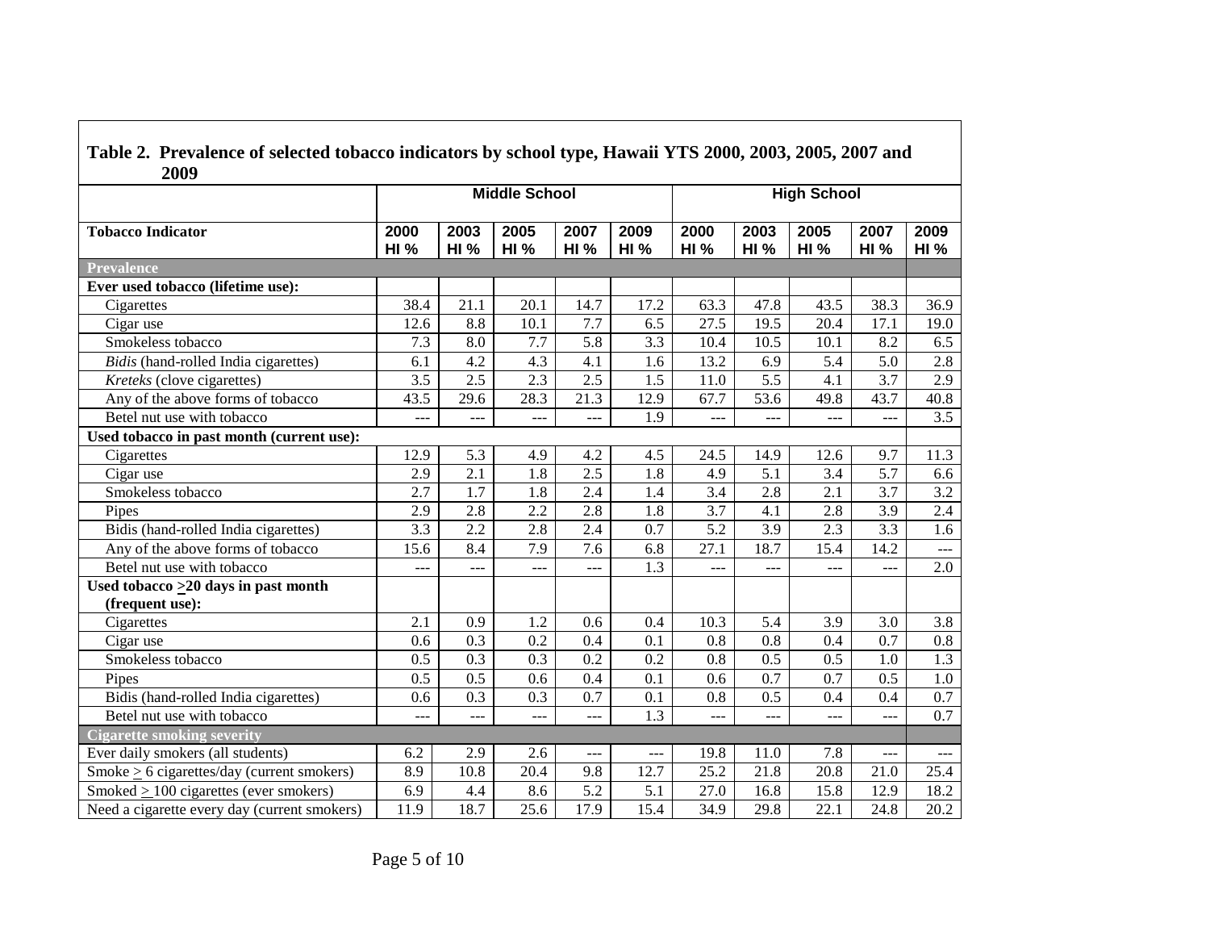**Table 2. Prevalence of selected tobacco indicators by school type, Hawaii YTS 2000, 2003, 2005, 2007 and 2009**

| | Middle School | | | | | High School | | | | |
|---|---|---|---|---|---|---|---|---|---|---|
| **Tobacco Indicator** | **2000 HI %** | **2003 HI %** | **2005 HI %** | **2007 HI %** | **2009 HI %** | **2000 HI %** | **2003 HI %** | **2005 HI %** | **2007 HI %** | **2009 HI %** |
| **Prevalence** | | | | | | | | | | |
| **Ever used tobacco (lifetime use):** | | | | | | | | | | |
| Cigarettes | 38.4 | 21.1 | 20.1 | 14.7 | 17.2 | 63.3 | 47.8 | 43.5 | 38.3 | 36.9 |
| Cigar use | 12.6 | 8.8 | 10.1 | 7.7 | 6.5 | 27.5 | 19.5 | 20.4 | 17.1 | 19.0 |
| Smokeless tobacco | 7.3 | 8.0 | 7.7 | 5.8 | 3.3 | 10.4 | 10.5 | 10.1 | 8.2 | 6.5 |
| *Bidis* (hand-rolled India cigarettes) | 6.1 | 4.2 | 4.3 | 4.1 | 1.6 | 13.2 | 6.9 | 5.4 | 5.0 | 2.8 |
| *Kreteks* (clove cigarettes) | 3.5 | 2.5 | 2.3 | 2.5 | 1.5 | 11.0 | 5.5 | 4.1 | 3.7 | 2.9 |
| Any of the above forms of tobacco | 43.5 | 29.6 | 28.3 | 21.3 | 12.9 | 67.7 | 53.6 | 49.8 | 43.7 | 40.8 |
| Betel nut use with tobacco | --- | --- | --- | --- | 1.9 | --- | --- | --- | --- | 3.5 |
| **Used tobacco in past month (current use):** | | | | | | | | | | |
| Cigarettes | 12.9 | 5.3 | 4.9 | 4.2 | 4.5 | 24.5 | 14.9 | 12.6 | 9.7 | 11.3 |
| Cigar use | 2.9 | 2.1 | 1.8 | 2.5 | 1.8 | 4.9 | 5.1 | 3.4 | 5.7 | 6.6 |
| Smokeless tobacco | 2.7 | 1.7 | 1.8 | 2.4 | 1.4 | 3.4 | 2.8 | 2.1 | 3.7 | 3.2 |
| Pipes | 2.9 | 2.8 | 2.2 | 2.8 | 1.8 | 3.7 | 4.1 | 2.8 | 3.9 | 2.4 |
| Bidis (hand-rolled India cigarettes) | 3.3 | 2.2 | 2.8 | 2.4 | 0.7 | 5.2 | 3.9 | 2.3 | 3.3 | 1.6 |
| Any of the above forms of tobacco | 15.6 | 8.4 | 7.9 | 7.6 | 6.8 | 27.1 | 18.7 | 15.4 | 14.2 | --- |
| Betel nut use with tobacco | --- | --- | --- | --- | 1.3 | --- | --- | --- | --- | 2.0 |
| **Used tobacco ≥20 days in past month (frequent use):** | | | | | | | | | | |
| Cigarettes | 2.1 | 0.9 | 1.2 | 0.6 | 0.4 | 10.3 | 5.4 | 3.9 | 3.0 | 3.8 |
| Cigar use | 0.6 | 0.3 | 0.2 | 0.4 | 0.1 | 0.8 | 0.8 | 0.4 | 0.7 | 0.8 |
| Smokeless tobacco | 0.5 | 0.3 | 0.3 | 0.2 | 0.2 | 0.8 | 0.5 | 0.5 | 1.0 | 1.3 |
| Pipes | 0.5 | 0.5 | 0.6 | 0.4 | 0.1 | 0.6 | 0.7 | 0.7 | 0.5 | 1.0 |
| Bidis (hand-rolled India cigarettes) | 0.6 | 0.3 | 0.3 | 0.7 | 0.1 | 0.8 | 0.5 | 0.4 | 0.4 | 0.7 |
| Betel nut use with tobacco | --- | --- | --- | --- | 1.3 | --- | --- | --- | --- | 0.7 |
| **Cigarette smoking severity** | | | | | | | | | | |
| Ever daily smokers (all students) | 6.2 | 2.9 | 2.6 | --- | --- | 19.8 | 11.0 | 7.8 | --- | --- |
| Smoke ≥ 6 cigarettes/day (current smokers) | 8.9 | 10.8 | 20.4 | 9.8 | 12.7 | 25.2 | 21.8 | 20.8 | 21.0 | 25.4 |
| Smoked ≥ 100 cigarettes (ever smokers) | 6.9 | 4.4 | 8.6 | 5.2 | 5.1 | 27.0 | 16.8 | 15.8 | 12.9 | 18.2 |
| Need a cigarette every day (current smokers) | 11.9 | 18.7 | 25.6 | 17.9 | 15.4 | 34.9 | 29.8 | 22.1 | 24.8 | 20.2 |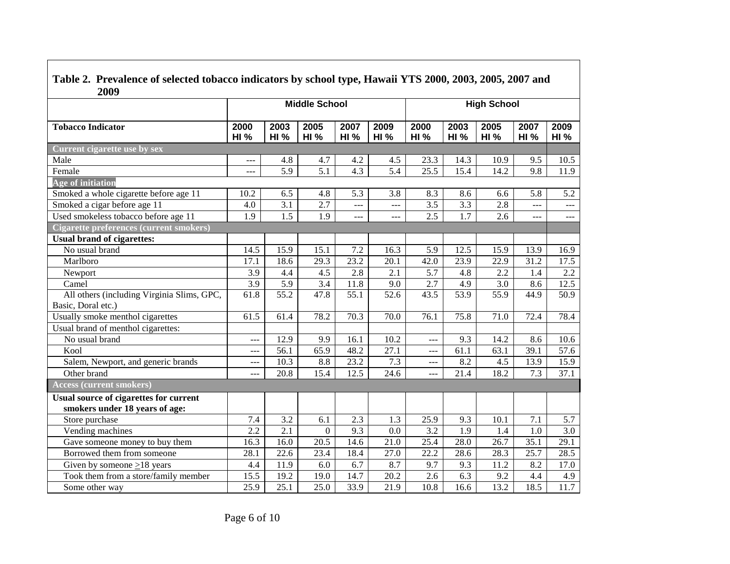**Table 2. Prevalence of selected tobacco indicators by school type, Hawaii YTS 2000, 2003, 2005, 2007 and 2009**

| | Middle School | | | | | High School | | | | |
|---|---|---|---|---|---|---|---|---|---|---|
| **Tobacco Indicator** | **2000 HI %** | **2003 HI %** | **2005 HI %** | **2007 HI %** | **2009 HI %** | **2000 HI %** | **2003 HI %** | **2005 HI %** | **2007 HI %** | **2009 HI %** |
| **Current cigarette use by sex** | | | | | | | | | | |
| Male | --- | 4.8 | 4.7 | 4.2 | 4.5 | 23.3 | 14.3 | 10.9 | 9.5 | 10.5 |
| Female | --- | 5.9 | 5.1 | 4.3 | 5.4 | 25.5 | 15.4 | 14.2 | 9.8 | 11.9 |
| **Age of initiation** | | | | | | | | | | |
| Smoked a whole cigarette before age 11 | 10.2 | 6.5 | 4.8 | 5.3 | 3.8 | 8.3 | 8.6 | 6.6 | 5.8 | 5.2 |
| Smoked a cigar before age 11 | 4.0 | 3.1 | 2.7 | --- | --- | 3.5 | 3.3 | 2.8 | --- | --- |
| Used smokeless tobacco before age 11 | 1.9 | 1.5 | 1.9 | --- | --- | 2.5 | 1.7 | 2.6 | --- | --- |
| **Cigarette preferences (current smokers)** | | | | | | | | | | |
| **Usual brand of cigarettes:** | | | | | | | | | | |
| No usual brand | 14.5 | 15.9 | 15.1 | 7.2 | 16.3 | 5.9 | 12.5 | 15.9 | 13.9 | 16.9 |
| Marlboro | 17.1 | 18.6 | 29.3 | 23.2 | 20.1 | 42.0 | 23.9 | 22.9 | 31.2 | 17.5 |
| Newport | 3.9 | 4.4 | 4.5 | 2.8 | 2.1 | 5.7 | 4.8 | 2.2 | 1.4 | 2.2 |
| Camel | 3.9 | 5.9 | 3.4 | 11.8 | 9.0 | 2.7 | 4.9 | 3.0 | 8.6 | 12.5 |
| All others (including Virginia Slims, GPC, Basic, Doral etc.) | 61.8 | 55.2 | 47.8 | 55.1 | 52.6 | 43.5 | 53.9 | 55.9 | 44.9 | 50.9 |
| Usually smoke menthol cigarettes | 61.5 | 61.4 | 78.2 | 70.3 | 70.0 | 76.1 | 75.8 | 71.0 | 72.4 | 78.4 |
| Usual brand of menthol cigarettes: | | | | | | | | | | |
| No usual brand | --- | 12.9 | 9.9 | 16.1 | 10.2 | --- | 9.3 | 14.2 | 8.6 | 10.6 |
| Kool | --- | 56.1 | 65.9 | 48.2 | 27.1 | --- | 61.1 | 63.1 | 39.1 | 57.6 |
| Salem, Newport, and generic brands | --- | 10.3 | 8.8 | 23.2 | 7.3 | --- | 8.2 | 4.5 | 13.9 | 15.9 |
| Other brand | --- | 20.8 | 15.4 | 12.5 | 24.6 | --- | 21.4 | 18.2 | 7.3 | 37.1 |
| **Access (current smokers)** | | | | | | | | | | |
| **Usual source of cigarettes for current smokers under 18 years of age:** | | | | | | | | | | |
| Store purchase | 7.4 | 3.2 | 6.1 | 2.3 | 1.3 | 25.9 | 9.3 | 10.1 | 7.1 | 5.7 |
| Vending machines | 2.2 | 2.1 | 0 | 9.3 | 0.0 | 3.2 | 1.9 | 1.4 | 1.0 | 3.0 |
| Gave someone money to buy them | 16.3 | 16.0 | 20.5 | 14.6 | 21.0 | 25.4 | 28.0 | 26.7 | 35.1 | 29.1 |
| Borrowed them from someone | 28.1 | 22.6 | 23.4 | 18.4 | 27.0 | 22.2 | 28.6 | 28.3 | 25.7 | 28.5 |
| Given by someone ≥18 years | 4.4 | 11.9 | 6.0 | 6.7 | 8.7 | 9.7 | 9.3 | 11.2 | 8.2 | 17.0 |
| Took them from a store/family member | 15.5 | 19.2 | 19.0 | 14.7 | 20.2 | 2.6 | 6.3 | 9.2 | 4.4 | 4.9 |
| Some other way | 25.9 | 25.1 | 25.0 | 33.9 | 21.9 | 10.8 | 16.6 | 13.2 | 18.5 | 11.7 |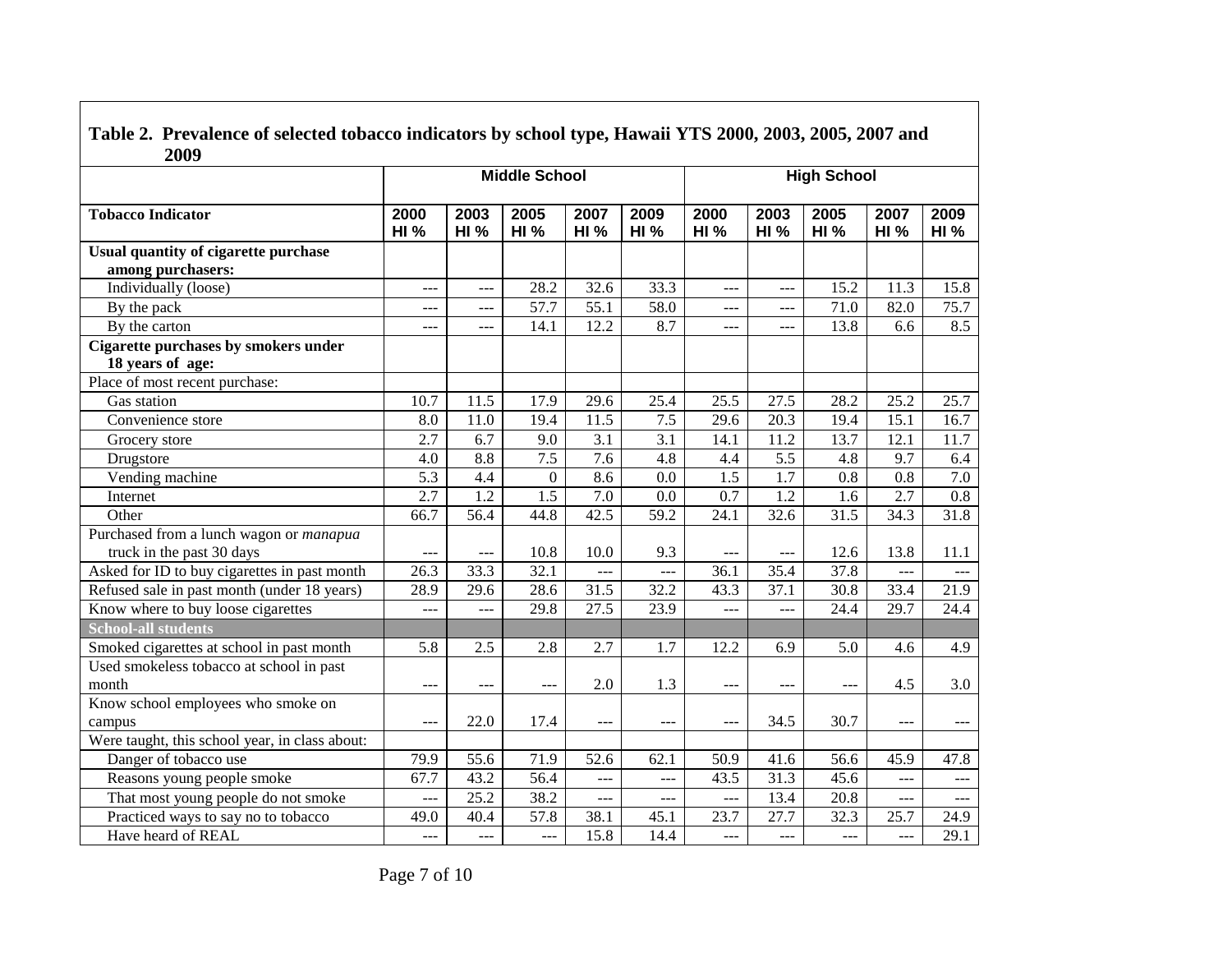**Table 2. Prevalence of selected tobacco indicators by school type, Hawaii YTS 2000, 2003, 2005, 2007 and 2009**

| | Middle School | | | | | High School | | | | |
|---|---|---|---|---|---|---|---|---|---|---|
| **Tobacco Indicator** | **2000 HI %** | **2003 HI %** | **2005 HI %** | **2007 HI %** | **2009 HI %** | **2000 HI %** | **2003 HI %** | **2005 HI %** | **2007 HI %** | **2009 HI %** |
| **Usual quantity of cigarette purchase among purchasers:** | | | | | | | | | | |
| Individually (loose) | --- | --- | 28.2 | 32.6 | 33.3 | --- | --- | 15.2 | 11.3 | 15.8 |
| By the pack | --- | --- | 57.7 | 55.1 | 58.0 | --- | --- | 71.0 | 82.0 | 75.7 |
| By the carton | --- | --- | 14.1 | 12.2 | 8.7 | --- | --- | 13.8 | 6.6 | 8.5 |
| **Cigarette purchases by smokers under 18 years of age:** | | | | | | | | | | |
| Place of most recent purchase: | | | | | | | | | | |
| Gas station | 10.7 | 11.5 | 17.9 | 29.6 | 25.4 | 25.5 | 27.5 | 28.2 | 25.2 | 25.7 |
| Convenience store | 8.0 | 11.0 | 19.4 | 11.5 | 7.5 | 29.6 | 20.3 | 19.4 | 15.1 | 16.7 |
| Grocery store | 2.7 | 6.7 | 9.0 | 3.1 | 3.1 | 14.1 | 11.2 | 13.7 | 12.1 | 11.7 |
| Drugstore | 4.0 | 8.8 | 7.5 | 7.6 | 4.8 | 4.4 | 5.5 | 4.8 | 9.7 | 6.4 |
| Vending machine | 5.3 | 4.4 | 0 | 8.6 | 0.0 | 1.5 | 1.7 | 0.8 | 0.8 | 7.0 |
| Internet | 2.7 | 1.2 | 1.5 | 7.0 | 0.0 | 0.7 | 1.2 | 1.6 | 2.7 | 0.8 |
| Other | 66.7 | 56.4 | 44.8 | 42.5 | 59.2 | 24.1 | 32.6 | 31.5 | 34.3 | 31.8 |
| Purchased from a lunch wagon or *manapua* truck in the past 30 days | --- | --- | 10.8 | 10.0 | 9.3 | --- | --- | 12.6 | 13.8 | 11.1 |
| Asked for ID to buy cigarettes in past month | 26.3 | 33.3 | 32.1 | --- | --- | 36.1 | 35.4 | 37.8 | --- | --- |
| Refused sale in past month (under 18 years) | 28.9 | 29.6 | 28.6 | 31.5 | 32.2 | 43.3 | 37.1 | 30.8 | 33.4 | 21.9 |
| Know where to buy loose cigarettes | --- | --- | 29.8 | 27.5 | 23.9 | --- | --- | 24.4 | 29.7 | 24.4 |
| **School-all students** | | | | | | | | | | |
| Smoked cigarettes at school in past month | 5.8 | 2.5 | 2.8 | 2.7 | 1.7 | 12.2 | 6.9 | 5.0 | 4.6 | 4.9 |
| Used smokeless tobacco at school in past month | --- | --- | --- | 2.0 | 1.3 | --- | --- | --- | 4.5 | 3.0 |
| Know school employees who smoke on campus | --- | 22.0 | 17.4 | --- | --- | --- | 34.5 | 30.7 | --- | --- |
| Were taught, this school year, in class about: | | | | | | | | | | |
| Danger of tobacco use | 79.9 | 55.6 | 71.9 | 52.6 | 62.1 | 50.9 | 41.6 | 56.6 | 45.9 | 47.8 |
| Reasons young people smoke | 67.7 | 43.2 | 56.4 | --- | --- | 43.5 | 31.3 | 45.6 | --- | --- |
| That most young people do not smoke | --- | 25.2 | 38.2 | --- | --- | --- | 13.4 | 20.8 | --- | --- |
| Practiced ways to say no to tobacco | 49.0 | 40.4 | 57.8 | 38.1 | 45.1 | 23.7 | 27.7 | 32.3 | 25.7 | 24.9 |
| Have heard of REAL | --- | --- | --- | 15.8 | 14.4 | --- | --- | --- | --- | 29.1 |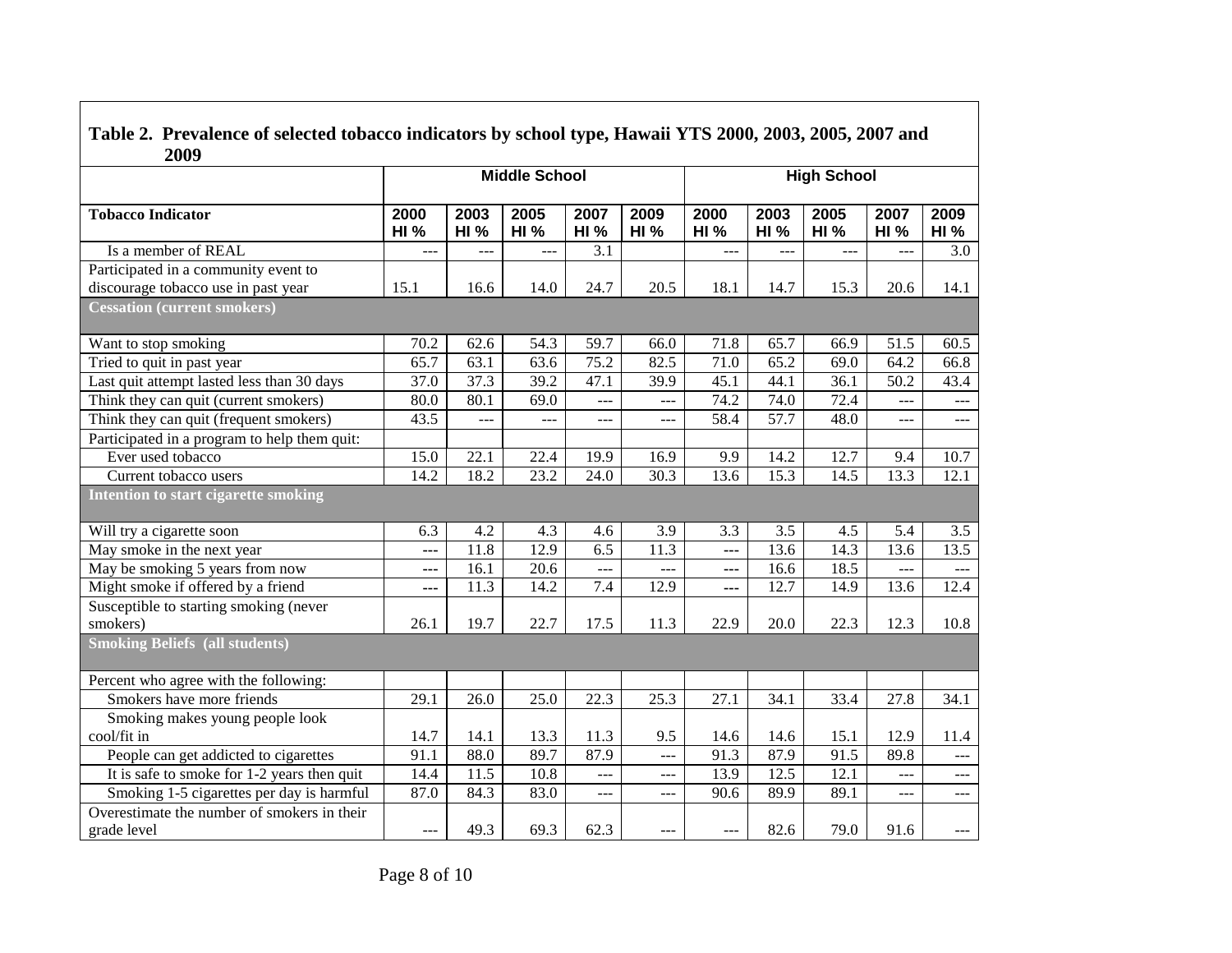**Table 2. Prevalence of selected tobacco indicators by school type, Hawaii YTS 2000, 2003, 2005, 2007 and 2009**

| | Middle School | | | | | High School | | | | |
|---|---|---|---|---|---|---|---|---|---|---|
| **Tobacco Indicator** | **2000 HI %** | **2003 HI %** | **2005 HI %** | **2007 HI %** | **2009 HI %** | **2000 HI %** | **2003 HI %** | **2005 HI %** | **2007 HI %** | **2009 HI %** |
| Is a member of REAL | --- | --- | --- | 3.1 | | --- | --- | --- | --- | 3.0 |
| Participated in a community event to discourage tobacco use in past year | 15.1 | 16.6 | 14.0 | 24.7 | 20.5 | 18.1 | 14.7 | 15.3 | 20.6 | 14.1 |
| **Cessation (current smokers)** | | | | | | | | | | |
| Want to stop smoking | 70.2 | 62.6 | 54.3 | 59.7 | 66.0 | 71.8 | 65.7 | 66.9 | 51.5 | 60.5 |
| Tried to quit in past year | 65.7 | 63.1 | 63.6 | 75.2 | 82.5 | 71.0 | 65.2 | 69.0 | 64.2 | 66.8 |
| Last quit attempt lasted less than 30 days | 37.0 | 37.3 | 39.2 | 47.1 | 39.9 | 45.1 | 44.1 | 36.1 | 50.2 | 43.4 |
| Think they can quit (current smokers) | 80.0 | 80.1 | 69.0 | --- | --- | 74.2 | 74.0 | 72.4 | --- | --- |
| Think they can quit (frequent smokers) | 43.5 | --- | --- | --- | --- | 58.4 | 57.7 | 48.0 | --- | --- |
| Participated in a program to help them quit: | | | | | | | | | | |
| Ever used tobacco | 15.0 | 22.1 | 22.4 | 19.9 | 16.9 | 9.9 | 14.2 | 12.7 | 9.4 | 10.7 |
| Current tobacco users | 14.2 | 18.2 | 23.2 | 24.0 | 30.3 | 13.6 | 15.3 | 14.5 | 13.3 | 12.1 |
| **Intention to start cigarette smoking** | | | | | | | | | | |
| Will try a cigarette soon | 6.3 | 4.2 | 4.3 | 4.6 | 3.9 | 3.3 | 3.5 | 4.5 | 5.4 | 3.5 |
| May smoke in the next year | --- | 11.8 | 12.9 | 6.5 | 11.3 | --- | 13.6 | 14.3 | 13.6 | 13.5 |
| May be smoking 5 years from now | --- | 16.1 | 20.6 | --- | --- | --- | 16.6 | 18.5 | --- | --- |
| Might smoke if offered by a friend | --- | 11.3 | 14.2 | 7.4 | 12.9 | --- | 12.7 | 14.9 | 13.6 | 12.4 |
| Susceptible to starting smoking (never smokers) | 26.1 | 19.7 | 22.7 | 17.5 | 11.3 | 22.9 | 20.0 | 22.3 | 12.3 | 10.8 |
| **Smoking Beliefs (all students)** | | | | | | | | | | |
| Percent who agree with the following: | | | | | | | | | | |
| Smokers have more friends | 29.1 | 26.0 | 25.0 | 22.3 | 25.3 | 27.1 | 34.1 | 33.4 | 27.8 | 34.1 |
| Smoking makes young people look cool/fit in | 14.7 | 14.1 | 13.3 | 11.3 | 9.5 | 14.6 | 14.6 | 15.1 | 12.9 | 11.4 |
| People can get addicted to cigarettes | 91.1 | 88.0 | 89.7 | 87.9 | --- | 91.3 | 87.9 | 91.5 | 89.8 | --- |
| It is safe to smoke for 1-2 years then quit | 14.4 | 11.5 | 10.8 | --- | --- | 13.9 | 12.5 | 12.1 | --- | --- |
| Smoking 1-5 cigarettes per day is harmful | 87.0 | 84.3 | 83.0 | --- | --- | 90.6 | 89.9 | 89.1 | --- | --- |
| Overestimate the number of smokers in their grade level | --- | 49.3 | 69.3 | 62.3 | --- | --- | 82.6 | 79.0 | 91.6 | --- |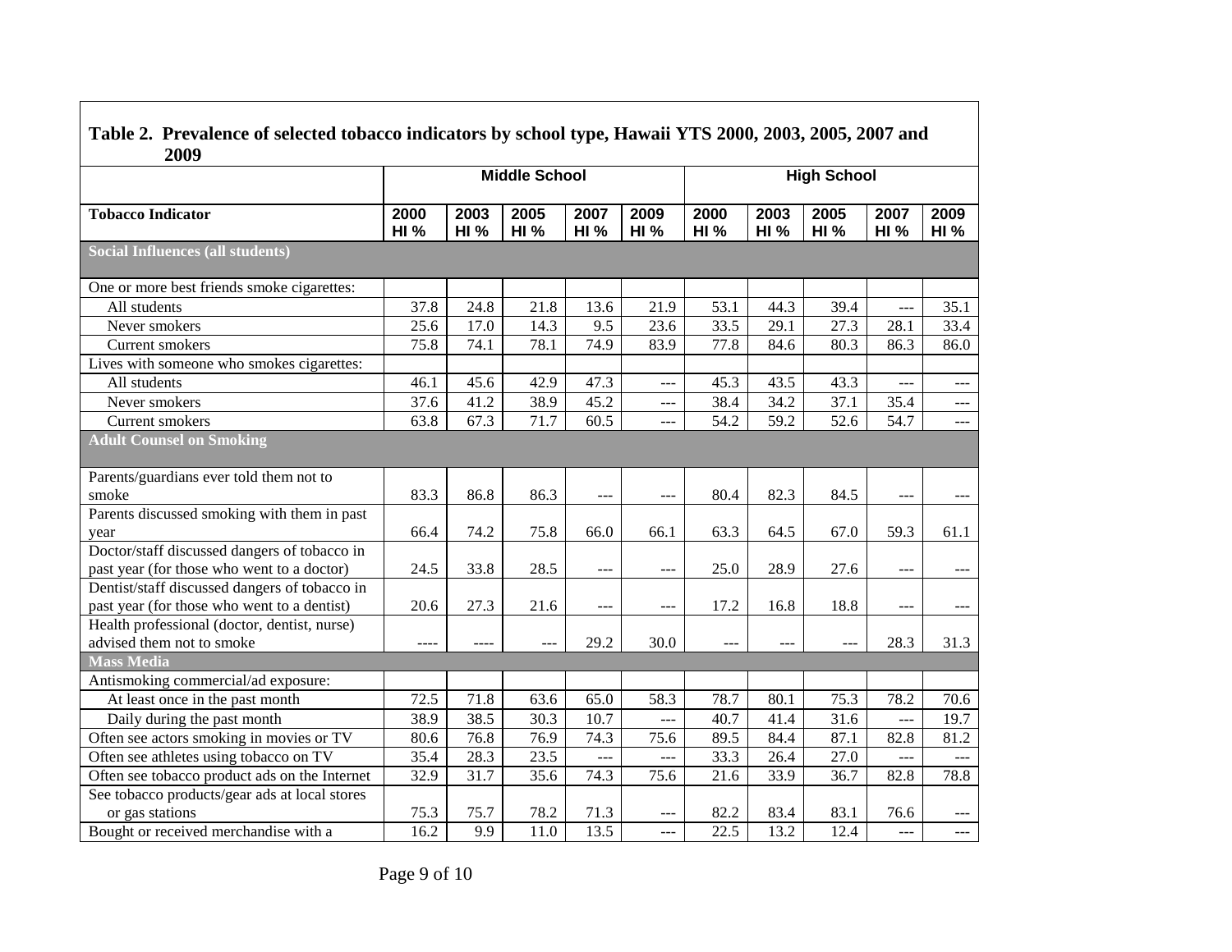**Table 2. Prevalence of selected tobacco indicators by school type, Hawaii YTS 2000, 2003, 2005, 2007 and 2009**

| | Middle School | | | | | High School | | | | |
|---|---|---|---|---|---|---|---|---|---|---|
| **Tobacco Indicator** | 2000 HI % | 2003 HI % | 2005 HI % | 2007 HI % | 2009 HI % | 2000 HI % | 2003 HI % | 2005 HI % | 2007 HI % | 2009 HI % |
| **Social Influences (all students)** | | | | | | | | | | |
| One or more best friends smoke cigarettes: | | | | | | | | | | |
| All students | 37.8 | 24.8 | 21.8 | 13.6 | 21.9 | 53.1 | 44.3 | 39.4 | --- | 35.1 |
| Never smokers | 25.6 | 17.0 | 14.3 | 9.5 | 23.6 | 33.5 | 29.1 | 27.3 | 28.1 | 33.4 |
| Current smokers | 75.8 | 74.1 | 78.1 | 74.9 | 83.9 | 77.8 | 84.6 | 80.3 | 86.3 | 86.0 |
| Lives with someone who smokes cigarettes: | | | | | | | | | | |
| All students | 46.1 | 45.6 | 42.9 | 47.3 | --- | 45.3 | 43.5 | 43.3 | --- | --- |
| Never smokers | 37.6 | 41.2 | 38.9 | 45.2 | --- | 38.4 | 34.2 | 37.1 | 35.4 | --- |
| Current smokers | 63.8 | 67.3 | 71.7 | 60.5 | --- | 54.2 | 59.2 | 52.6 | 54.7 | --- |
| **Adult Counsel on Smoking** | | | | | | | | | | |
| Parents/guardians ever told them not to smoke | 83.3 | 86.8 | 86.3 | --- | --- | 80.4 | 82.3 | 84.5 | --- | --- |
| Parents discussed smoking with them in past year | 66.4 | 74.2 | 75.8 | 66.0 | 66.1 | 63.3 | 64.5 | 67.0 | 59.3 | 61.1 |
| Doctor/staff discussed dangers of tobacco in past year (for those who went to a doctor) | 24.5 | 33.8 | 28.5 | --- | --- | 25.0 | 28.9 | 27.6 | --- | --- |
| Dentist/staff discussed dangers of tobacco in past year (for those who went to a dentist) | 20.6 | 27.3 | 21.6 | --- | --- | 17.2 | 16.8 | 18.8 | --- | --- |
| Health professional (doctor, dentist, nurse) advised them not to smoke | ---- | ---- | --- | 29.2 | 30.0 | --- | --- | --- | 28.3 | 31.3 |
| **Mass Media** | | | | | | | | | | |
| Antismoking commercial/ad exposure: | | | | | | | | | | |
| At least once in the past month | 72.5 | 71.8 | 63.6 | 65.0 | 58.3 | 78.7 | 80.1 | 75.3 | 78.2 | 70.6 |
| Daily during the past month | 38.9 | 38.5 | 30.3 | 10.7 | --- | 40.7 | 41.4 | 31.6 | --- | 19.7 |
| Often see actors smoking in movies or TV | 80.6 | 76.8 | 76.9 | 74.3 | 75.6 | 89.5 | 84.4 | 87.1 | 82.8 | 81.2 |
| Often see athletes using tobacco on TV | 35.4 | 28.3 | 23.5 | --- | --- | 33.3 | 26.4 | 27.0 | --- | --- |
| Often see tobacco product ads on the Internet | 32.9 | 31.7 | 35.6 | 74.3 | 75.6 | 21.6 | 33.9 | 36.7 | 82.8 | 78.8 |
| See tobacco products/gear ads at local stores or gas stations | 75.3 | 75.7 | 78.2 | 71.3 | --- | 82.2 | 83.4 | 83.1 | 76.6 | --- |
| Bought or received merchandise with a | 16.2 | 9.9 | 11.0 | 13.5 | --- | 22.5 | 13.2 | 12.4 | --- | --- |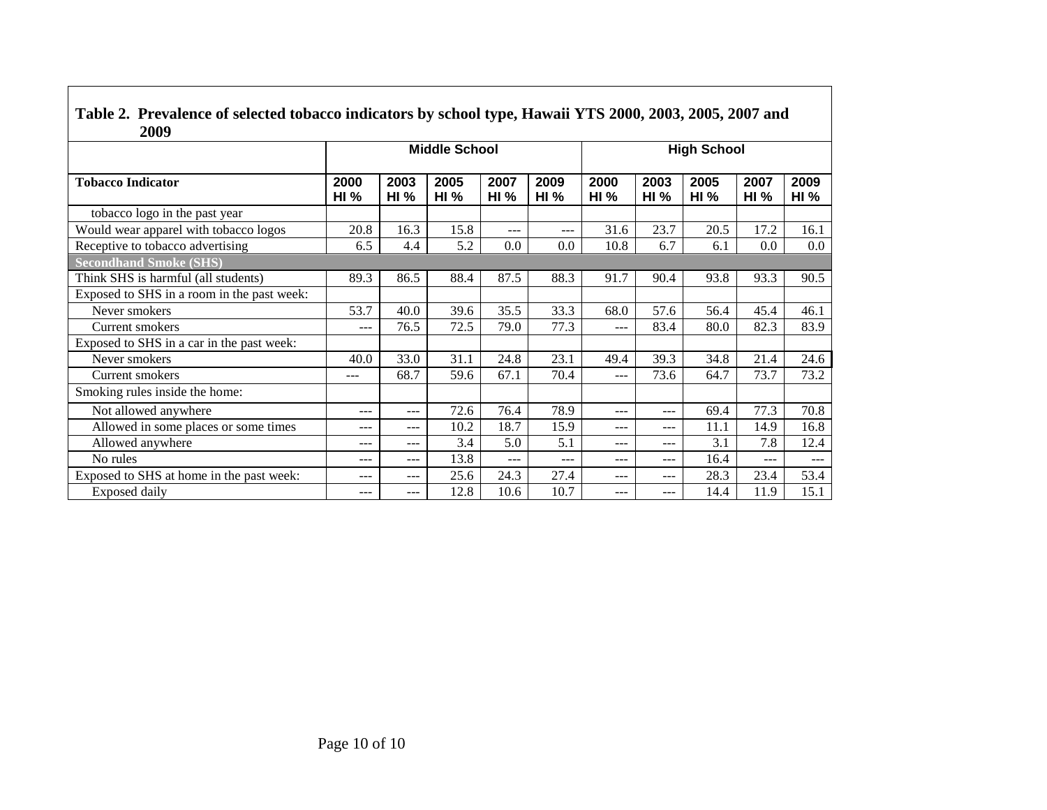**Table 2. Prevalence of selected tobacco indicators by school type, Hawaii YTS 2000, 2003, 2005, 2007 and 2009**

| | Middle School | | | | | High School | | | | |
|---|---|---|---|---|---|---|---|---|---|---|
| **Tobacco Indicator** | **2000 HI %** | **2003 HI %** | **2005 HI %** | **2007 HI %** | **2009 HI %** | **2000 HI %** | **2003 HI %** | **2005 HI %** | **2007 HI %** | **2009 HI %** |
| tobacco logo in the past year | | | | | | | | | | |
| Would wear apparel with tobacco logos | 20.8 | 16.3 | 15.8 | --- | --- | 31.6 | 23.7 | 20.5 | 17.2 | 16.1 |
| Receptive to tobacco advertising | 6.5 | 4.4 | 5.2 | 0.0 | 0.0 | 10.8 | 6.7 | 6.1 | 0.0 | 0.0 |
| **Secondhand Smoke (SHS)** | | | | | | | | | | |
| Think SHS is harmful (all students) | 89.3 | 86.5 | 88.4 | 87.5 | 88.3 | 91.7 | 90.4 | 93.8 | 93.3 | 90.5 |
| Exposed to SHS in a room in the past week: | | | | | | | | | | |
| Never smokers | 53.7 | 40.0 | 39.6 | 35.5 | 33.3 | 68.0 | 57.6 | 56.4 | 45.4 | 46.1 |
| Current smokers | --- | 76.5 | 72.5 | 79.0 | 77.3 | --- | 83.4 | 80.0 | 82.3 | 83.9 |
| Exposed to SHS in a car in the past week: | | | | | | | | | | |
| Never smokers | 40.0 | 33.0 | 31.1 | 24.8 | 23.1 | 49.4 | 39.3 | 34.8 | 21.4 | 24.6 |
| Current smokers | --- | 68.7 | 59.6 | 67.1 | 70.4 | --- | 73.6 | 64.7 | 73.7 | 73.2 |
| Smoking rules inside the home: | | | | | | | | | | |
| Not allowed anywhere | --- | --- | 72.6 | 76.4 | 78.9 | --- | --- | 69.4 | 77.3 | 70.8 |
| Allowed in some places or some times | --- | --- | 10.2 | 18.7 | 15.9 | --- | --- | 11.1 | 14.9 | 16.8 |
| Allowed anywhere | --- | --- | 3.4 | 5.0 | 5.1 | --- | --- | 3.1 | 7.8 | 12.4 |
| No rules | --- | --- | 13.8 | --- | --- | --- | --- | 16.4 | --- | --- |
| Exposed to SHS at home in the past week: | --- | --- | 25.6 | 24.3 | 27.4 | --- | --- | 28.3 | 23.4 | 53.4 |
| Exposed daily | --- | --- | 12.8 | 10.6 | 10.7 | --- | --- | 14.4 | 11.9 | 15.1 |